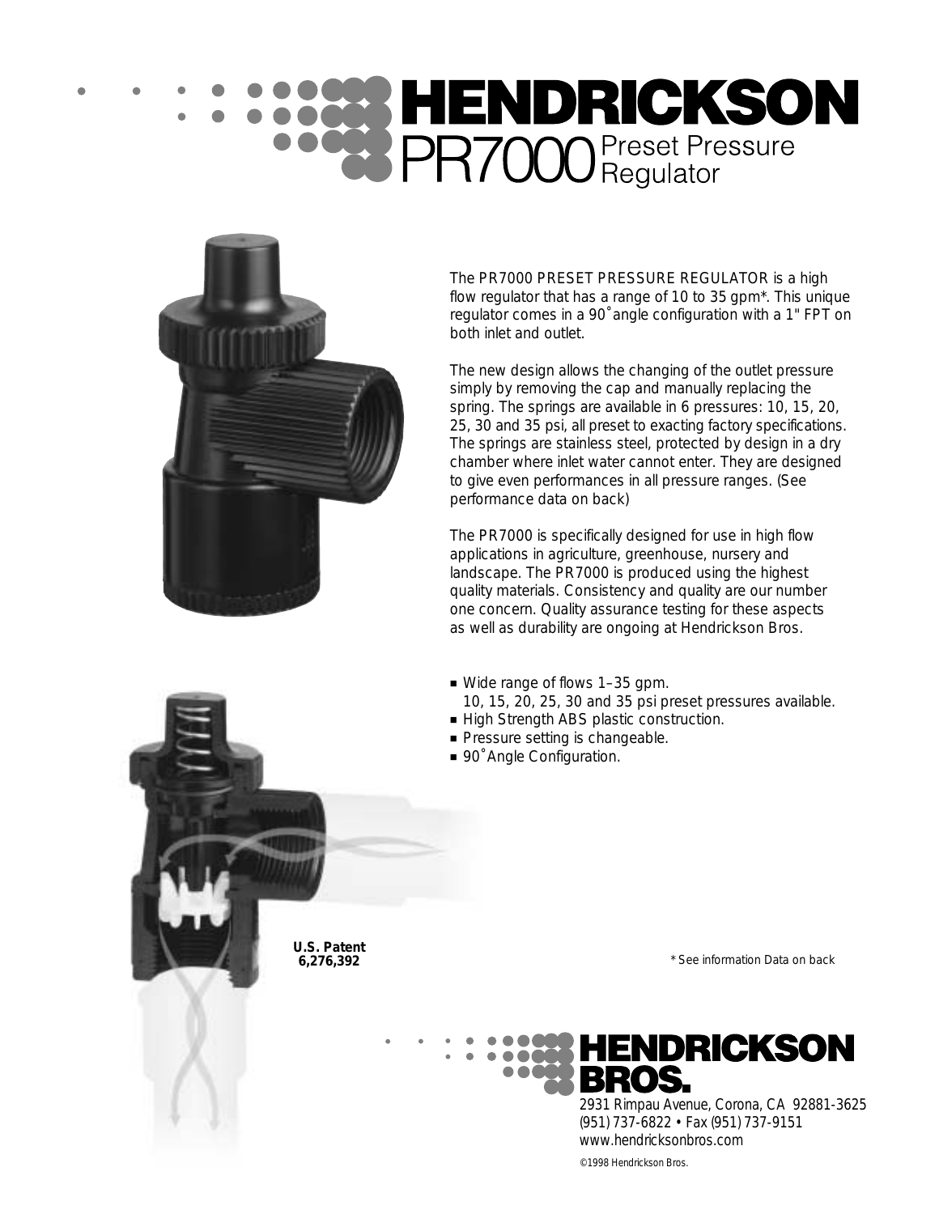# HENDRICKSON

## PR7000 Preset Pressure Regulator

The PR7000 PRESET PRESSURE REGULATOR is a high flow regulator that has a range of 10 to 35 gpm*. This unique regulator comes in a 90˚angle configuration with a 1" FPT on both inlet and outlet.

The new design allows the changing of the outlet pressure simply by removing the cap and manually replacing the spring. The springs are available in 6 pressures: 10, 15, 20, 25, 30 and 35 psi, all preset to exacting factory specifications. The springs are stainless steel, protected by design in a dry chamber where inlet water cannot enter. They are designed to give even performances in all pressure ranges. (See performance data on back)

The PR7000 is specifically designed for use in high flow applications in agriculture, greenhouse, nursery and landscape. The PR7000 is produced using the highest quality materials. Consistency and quality are our number one concern. Quality assurance testing for these aspects as well as durability are ongoing at Hendrickson Bros.

- Wide range of flows 1–35 gpm.
  10, 15, 20, 25, 30 and 35 psi preset pressures available.
- High Strength ABS plastic construction.
- Pressure setting is changeable.
- 90˚Angle Configuration.

**U.S. Patent 6,276,392**

* See information Data on back

**HENDRICKSON BROS.**
2931 Rimpau Avenue, Corona, CA 92881-3625
(951) 737-6822 • Fax (951) 737-9151
www.hendricksonbros.com

©1998 Hendrickson Bros.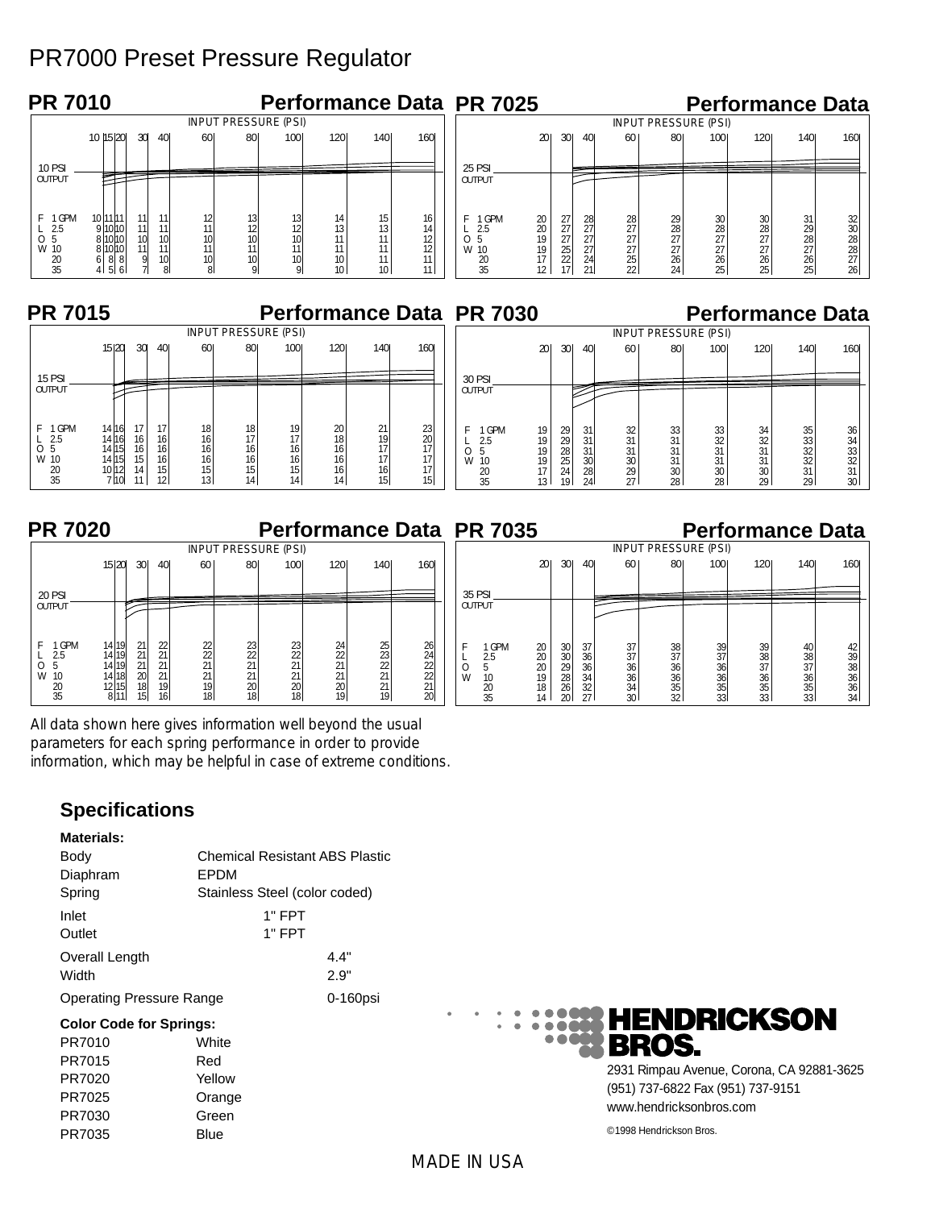# PR7000 Preset Pressure Regulator

## PR 7010 Performance Data

INPUT PRESSURE (PSI)

10 PSI OUTPUT

| FLOW | 10 | 15 | 20 | 30 | 40 | 60 | 80 | 100 | 120 | 140 | 160 |
|---|---|---|---|---|---|---|---|---|---|---|---|
| 1 GPM | 10 | 11 | 11 | 11 | 11 | 12 | 13 | 13 | 14 | 15 | 16 |
| 2.5 | 9 | 10 | 10 | 11 | 11 | 11 | 12 | 12 | 13 | 13 | 14 |
| 5 | 8 | 10 | 10 | 10 | 10 | 10 | 10 | 10 | 11 | 11 | 12 |
| 10 | 8 | 10 | 10 | 11 | 11 | 11 | 11 | 11 | 11 | 11 | 12 |
| 20 | 6 | 8 | 8 | 9 | 10 | 10 | 10 | 10 | 10 | 11 | 11 |
| 35 | 4 | 5 | 6 | 7 | 8 | 8 | 9 | 9 | 10 | 10 | 11 |

## PR 7015 Performance Data

INPUT PRESSURE (PSI)

15 PSI OUTPUT

| FLOW | 15 | 20 | 30 | 40 | 60 | 80 | 100 | 120 | 140 | 160 |
|---|---|---|---|---|---|---|---|---|---|---|
| 1 GPM | 14 | 16 | 17 | 17 | 18 | 18 | 19 | 20 | 21 | 23 |
| 2.5 | 14 | 16 | 16 | 16 | 16 | 17 | 17 | 18 | 19 | 20 |
| 5 | 14 | 15 | 16 | 16 | 16 | 16 | 16 | 16 | 17 | 17 |
| 10 | 14 | 15 | 15 | 16 | 16 | 16 | 16 | 16 | 17 | 17 |
| 20 | 10 | 12 | 14 | 15 | 15 | 15 | 15 | 16 | 16 | 17 |
| 35 | 7 | 10 | 11 | 12 | 13 | 14 | 14 | 14 | 15 | 15 |

## PR 7020 Performance Data

INPUT PRESSURE (PSI)

20 PSI OUTPUT

| FLOW | 15 | 20 | 30 | 40 | 60 | 80 | 100 | 120 | 140 | 160 |
|---|---|---|---|---|---|---|---|---|---|---|
| 1 GPM | 14 | 19 | 21 | 22 | 22 | 23 | 23 | 24 | 25 | 26 |
| 2.5 | 14 | 19 | 21 | 21 | 22 | 22 | 22 | 22 | 23 | 24 |
| 5 | 14 | 19 | 21 | 21 | 21 | 21 | 21 | 21 | 22 | 22 |
| 10 | 14 | 18 | 20 | 21 | 21 | 21 | 21 | 21 | 21 | 22 |
| 20 | 12 | 15 | 18 | 19 | 19 | 20 | 20 | 20 | 21 | 21 |
| 35 | 8 | 11 | 15 | 16 | 18 | 18 | 18 | 19 | 19 | 20 |

## PR 7025 Performance Data

INPUT PRESSURE (PSI)

25 PSI OUTPUT

| FLOW | 20 | 30 | 40 | 60 | 80 | 100 | 120 | 140 | 160 |
|---|---|---|---|---|---|---|---|---|---|
| 1 GPM | 20 | 27 | 28 | 28 | 29 | 30 | 30 | 31 | 32 |
| 2.5 | 20 | 27 | 27 | 27 | 28 | 28 | 28 | 29 | 30 |
| 5 | 19 | 27 | 27 | 27 | 27 | 27 | 27 | 28 | 28 |
| 10 | 19 | 25 | 27 | 27 | 27 | 27 | 27 | 27 | 28 |
| 20 | 17 | 22 | 24 | 25 | 26 | 26 | 26 | 26 | 27 |
| 35 | 12 | 17 | 21 | 22 | 24 | 25 | 25 | 25 | 26 |

## PR 7030 Performance Data

INPUT PRESSURE (PSI)

30 PSI OUTPUT

| FLOW | 20 | 30 | 40 | 60 | 80 | 100 | 120 | 140 | 160 |
|---|---|---|---|---|---|---|---|---|---|
| 1 GPM | 19 | 29 | 31 | 32 | 33 | 33 | 34 | 35 | 36 |
| 2.5 | 19 | 29 | 31 | 31 | 31 | 32 | 32 | 33 | 34 |
| 5 | 19 | 28 | 31 | 31 | 31 | 31 | 31 | 32 | 33 |
| 10 | 19 | 25 | 30 | 30 | 31 | 31 | 31 | 32 | 32 |
| 20 | 17 | 24 | 28 | 29 | 30 | 30 | 30 | 31 | 31 |
| 35 | 13 | 19 | 24 | 27 | 28 | 28 | 29 | 29 | 30 |

## PR 7035 Performance Data

INPUT PRESSURE (PSI)

35 PSI OUTPUT

| FLOW | 20 | 30 | 40 | 60 | 80 | 100 | 120 | 140 | 160 |
|---|---|---|---|---|---|---|---|---|---|
| 1 GPM | 20 | 30 | 37 | 37 | 38 | 39 | 39 | 40 | 42 |
| 2.5 | 20 | 30 | 37 | 37 | 37 | 37 | 38 | 38 | 39 |
| 5 | 20 | 29 | 36 | 36 | 36 | 36 | 37 | 37 | 38 |
| 10 | 19 | 28 | 34 | 36 | 36 | 36 | 36 | 36 | 36 |
| 20 | 18 | 26 | 32 | 34 | 35 | 35 | 35 | 35 | 36 |
| 35 | 14 | 20 | 27 | 30 | 32 | 33 | 33 | 33 | 34 |

All data shown here gives information well beyond the usual parameters for each spring performance in order to provide information, which may be helpful in case of extreme conditions.

## Specifications

**Materials:**

| | |
|---|---|
| Body | Chemical Resistant ABS Plastic |
| Diaphram | EPDM |
| Spring | Stainless Steel (color coded) |
| Inlet | 1" FPT |
| Outlet | 1" FPT |
| Overall Length | 4.4" |
| Width | 2.9" |
| Operating Pressure Range | 0-160psi |

**Color Code for Springs:**

| | |
|---|---|
| PR7010 | White |
| PR7015 | Red |
| PR7020 | Yellow |
| PR7025 | Orange |
| PR7030 | Green |
| PR7035 | Blue |

**HENDRICKSON BROS.**

2931 Rimpau Avenue, Corona, CA 92881-3625
(951) 737-6822 Fax (951) 737-9151
www.hendricksonbros.com

©1998 Hendrickson Bros.

MADE IN USA